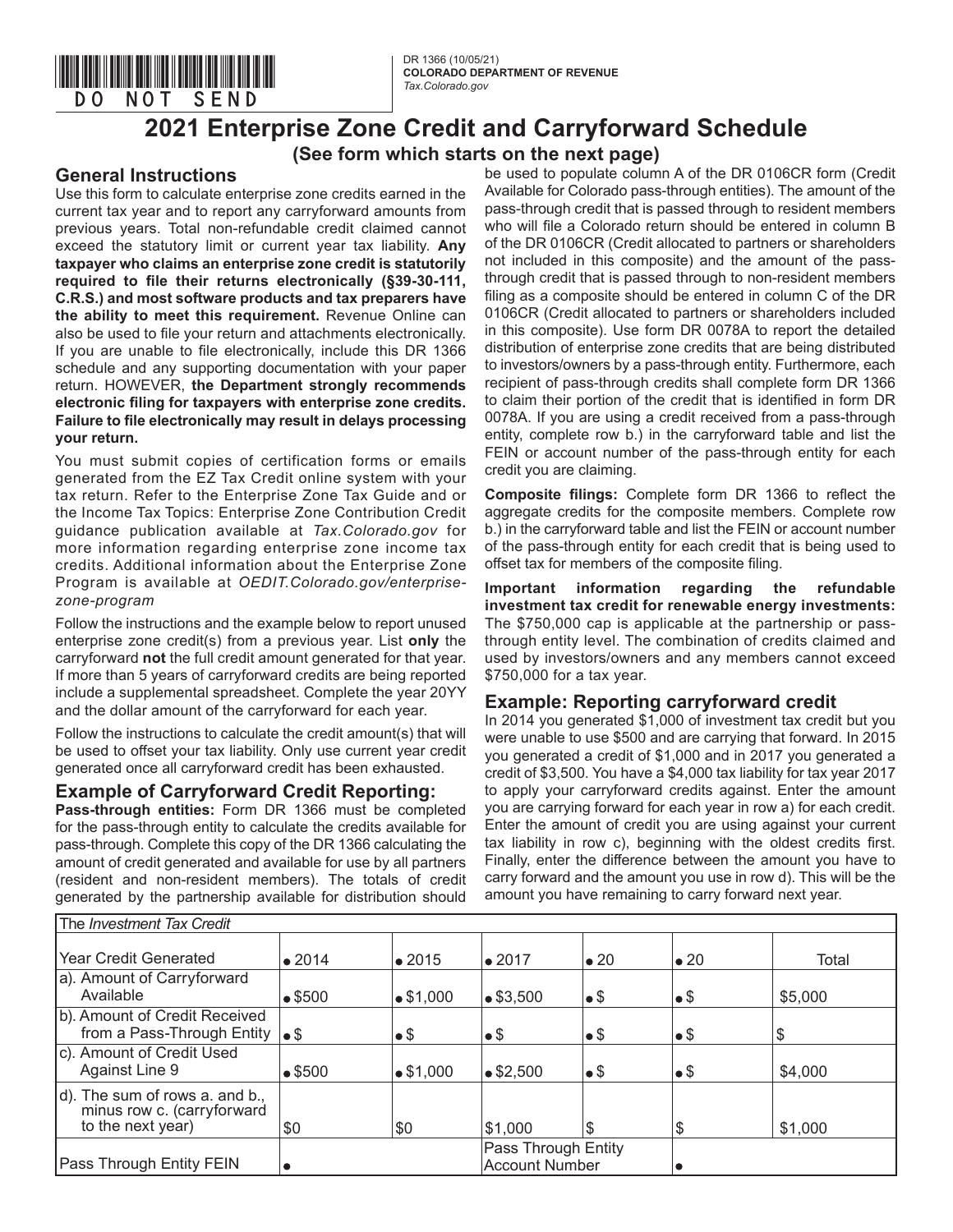DO NOT SEND

DR 1366 (10/05/21)
**COLORADO DEPARTMENT OF REVENUE**
*Tax.Colorado.gov*

# 2021 Enterprise Zone Credit and Carryforward Schedule

**(See form which starts on the next page)**

## General Instructions

Use this form to calculate enterprise zone credits earned in the current tax year and to report any carryforward amounts from previous years. Total non-refundable credit claimed cannot exceed the statutory limit or current year tax liability. **Any taxpayer who claims an enterprise zone credit is statutorily required to file their returns electronically (§39-30-111, C.R.S.) and most software products and tax preparers have the ability to meet this requirement.** Revenue Online can also be used to file your return and attachments electronically. If you are unable to file electronically, include this DR 1366 schedule and any supporting documentation with your paper return. HOWEVER, **the Department strongly recommends electronic filing for taxpayers with enterprise zone credits. Failure to file electronically may result in delays processing your return.**

You must submit copies of certification forms or emails generated from the EZ Tax Credit online system with your tax return. Refer to the Enterprise Zone Tax Guide and or the Income Tax Topics: Enterprise Zone Contribution Credit guidance publication available at *Tax.Colorado.gov* for more information regarding enterprise zone income tax credits. Additional information about the Enterprise Zone Program is available at *OEDIT.Colorado.gov/enterprise-zone-program*

Follow the instructions and the example below to report unused enterprise zone credit(s) from a previous year. List **only** the carryforward **not** the full credit amount generated for that year. If more than 5 years of carryforward credits are being reported include a supplemental spreadsheet. Complete the year 20YY and the dollar amount of the carryforward for each year.

Follow the instructions to calculate the credit amount(s) that will be used to offset your tax liability. Only use current year credit generated once all carryforward credit has been exhausted.

## Example of Carryforward Credit Reporting:

**Pass-through entities:** Form DR 1366 must be completed for the pass-through entity to calculate the credits available for pass-through. Complete this copy of the DR 1366 calculating the amount of credit generated and available for use by all partners (resident and non-resident members). The totals of credit generated by the partnership available for distribution should be used to populate column A of the DR 0106CR form (Credit Available for Colorado pass-through entities). The amount of the pass-through credit that is passed through to resident members who will file a Colorado return should be entered in column B of the DR 0106CR (Credit allocated to partners or shareholders not included in this composite) and the amount of the pass-through credit that is passed through to non-resident members filing as a composite should be entered in column C of the DR 0106CR (Credit allocated to partners or shareholders included in this composite). Use form DR 0078A to report the detailed distribution of enterprise zone credits that are being distributed to investors/owners by a pass-through entity. Furthermore, each recipient of pass-through credits shall complete form DR 1366 to claim their portion of the credit that is identified in form DR 0078A. If you are using a credit received from a pass-through entity, complete row b.) in the carryforward table and list the FEIN or account number of the pass-through entity for each credit you are claiming.

**Composite filings:** Complete form DR 1366 to reflect the aggregate credits for the composite members. Complete row b.) in the carryforward table and list the FEIN or account number of the pass-through entity for each credit that is being used to offset tax for members of the composite filing.

**Important information regarding the refundable investment tax credit for renewable energy investments:** The $750,000 cap is applicable at the partnership or pass-through entity level. The combination of credits claimed and used by investors/owners and any members cannot exceed $750,000 for a tax year.

## Example: Reporting carryforward credit

In 2014 you generated $1,000 of investment tax credit but you were unable to use $500 and are carrying that forward. In 2015 you generated a credit of $1,000 and in 2017 you generated a credit of $3,500. You have a $4,000 tax liability for tax year 2017 to apply your carryforward credits against. Enter the amount you are carrying forward for each year in row a) for each credit. Enter the amount of credit you are using against your current tax liability in row c), beginning with the oldest credits first. Finally, enter the difference between the amount you have to carry forward and the amount you use in row d). This will be the amount you have remaining to carry forward next year.

| The *Investment Tax Credit* | | | | | | |
|---|---|---|---|---|---|---|
| Year Credit Generated | • 2014 | • 2015 | • 2017 | • 20 | • 20 | Total |
| a). Amount of Carryforward Available | • $500 | • $1,000 | • $3,500 | • $ | • $ | $5,000 |
| b). Amount of Credit Received from a Pass-Through Entity | • $ | • $ | • $ | • $ | • $ | $ |
| c). Amount of Credit Used Against Line 9 | • $500 | • $1,000 | • $2,500 | • $ | • $ | $4,000 |
| d). The sum of rows a. and b., minus row c. (carryforward to the next year) | $0 | $0 | $1,000 | $ | $ | $1,000 |
| Pass Through Entity FEIN | • | | Pass Through Entity Account Number | | • | |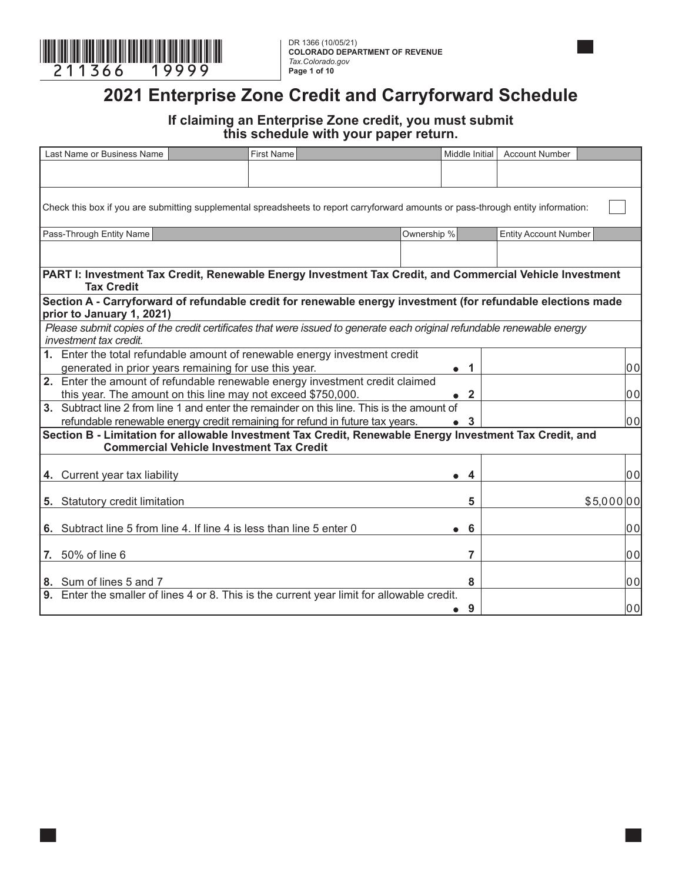DR 1366 (10/05/21)
**COLORADO DEPARTMENT OF REVENUE**
*Tax.Colorado.gov*

# 2021 Enterprise Zone Credit and Carryforward Schedule

### If claiming an Enterprise Zone credit, you must submit this schedule with your paper return.

| Last Name or Business Name | First Name | Middle Initial | Account Number |
|---|---|---|---|
| | | | |

Check this box if you are submitting supplemental spreadsheets to report carryforward amounts or pass-through entity information: ☐

| Pass-Through Entity Name | Ownership % | Entity Account Number |
|---|---|---|
| | | |

## PART I: Investment Tax Credit, Renewable Energy Investment Tax Credit, and Commercial Vehicle Investment Tax Credit

### Section A - Carryforward of refundable credit for renewable energy investment (for refundable elections made prior to January 1, 2021)

*Please submit copies of the credit certificates that were issued to generate each original refundable renewable energy investment tax credit.*

| Line | Description | Line | Amount |
|---|---|---|---|
| 1. | Enter the total refundable amount of renewable energy investment credit generated in prior years remaining for use this year. | • 1 | 00 |
| 2. | Enter the amount of refundable renewable energy investment credit claimed this year. The amount on this line may not exceed $750,000. | • 2 | 00 |
| 3. | Subtract line 2 from line 1 and enter the remainder on this line. This is the amount of refundable renewable energy credit remaining for refund in future tax years. | • 3 | 00 |

### Section B - Limitation for allowable Investment Tax Credit, Renewable Energy Investment Tax Credit, and Commercial Vehicle Investment Tax Credit

| Line | Description | Line | Amount |
|---|---|---|---|
| 4. | Current year tax liability | • 4 | 00 |
| 5. | Statutory credit limitation | 5 | $5,000 00 |
| 6. | Subtract line 5 from line 4. If line 4 is less than line 5 enter 0 | • 6 | 00 |
| 7. | 50% of line 6 | 7 | 00 |
| 8. | Sum of lines 5 and 7 | 8 | 00 |
| 9. | Enter the smaller of lines 4 or 8. This is the current year limit for allowable credit. | • 9 | 00 |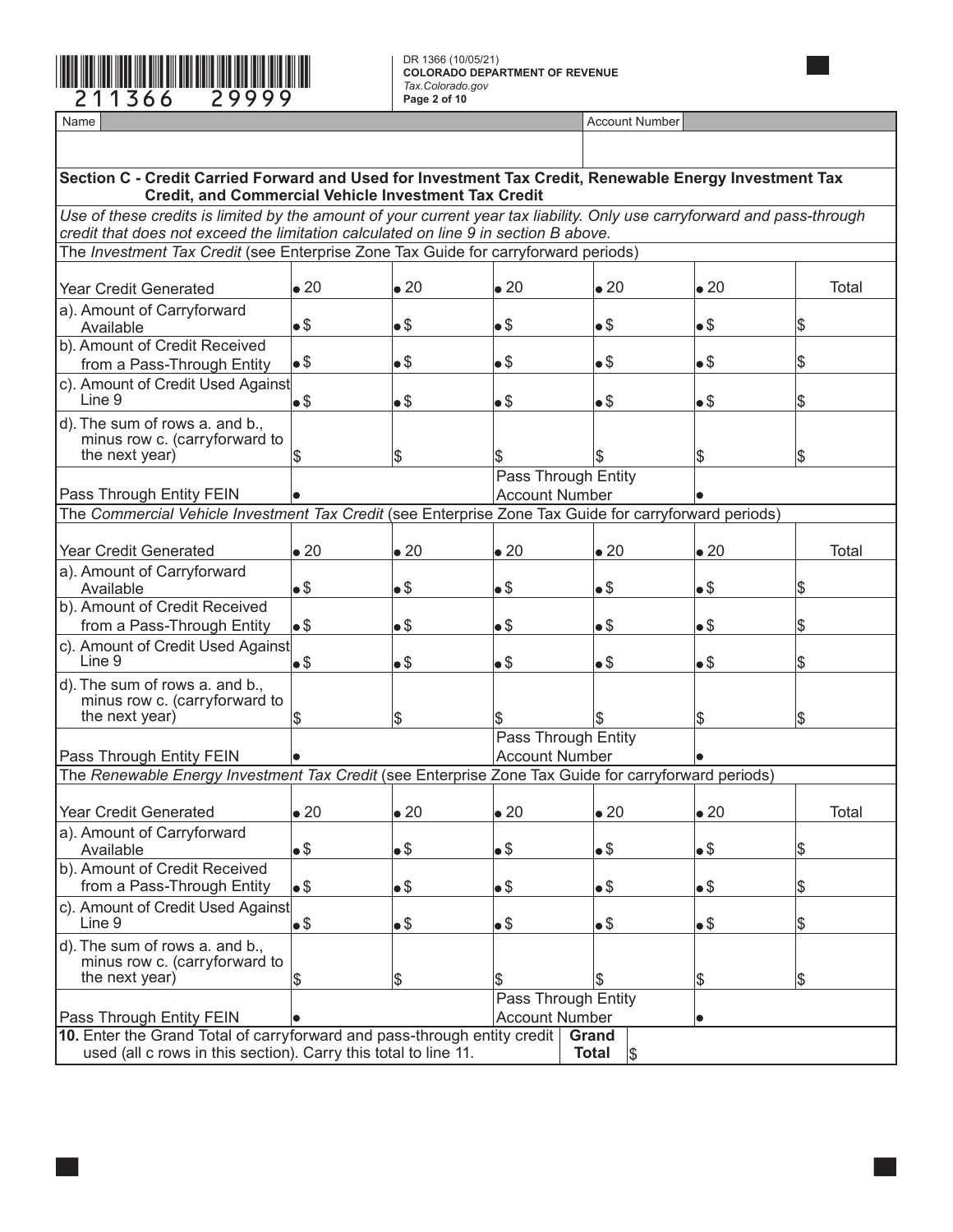DR 1366 (10/05/21)
**COLORADO DEPARTMENT OF REVENUE**
*Tax.Colorado.gov*

| Name | | Account Number | |
|---|---|---|---|
| | | | |

## Section C - Credit Carried Forward and Used for Investment Tax Credit, Renewable Energy Investment Tax Credit, and Commercial Vehicle Investment Tax Credit

*Use of these credits is limited by the amount of your current year tax liability. Only use carryforward and pass-through credit that does not exceed the limitation calculated on line 9 in section B above.*

The *Investment Tax Credit* (see Enterprise Zone Tax Guide for carryforward periods)

| Year Credit Generated | • 20 | • 20 | • 20 | • 20 | • 20 | Total |
|---|---|---|---|---|---|---|
| a). Amount of Carryforward Available | • $ | • $ | • $ | • $ | • $ | $ |
| b). Amount of Credit Received from a Pass-Through Entity | • $ | • $ | • $ | • $ | • $ | $ |
| c). Amount of Credit Used Against Line 9 | • $ | • $ | • $ | • $ | • $ | $ |
| d). The sum of rows a. and b., minus row c. (carryforward to the next year) | $ | $ | $ | $ | $ | $ |
| Pass Through Entity FEIN | • | | Pass Through Entity Account Number | | • | |

The *Commercial Vehicle Investment Tax Credit* (see Enterprise Zone Tax Guide for carryforward periods)

| Year Credit Generated | • 20 | • 20 | • 20 | • 20 | • 20 | Total |
|---|---|---|---|---|---|---|
| a). Amount of Carryforward Available | • $ | • $ | • $ | • $ | • $ | $ |
| b). Amount of Credit Received from a Pass-Through Entity | • $ | • $ | • $ | • $ | • $ | $ |
| c). Amount of Credit Used Against Line 9 | • $ | • $ | • $ | • $ | • $ | $ |
| d). The sum of rows a. and b., minus row c. (carryforward to the next year) | $ | $ | $ | $ | $ | $ |
| Pass Through Entity FEIN | • | | Pass Through Entity Account Number | | • | |

The *Renewable Energy Investment Tax Credit* (see Enterprise Zone Tax Guide for carryforward periods)

| Year Credit Generated | • 20 | • 20 | • 20 | • 20 | • 20 | Total |
|---|---|---|---|---|---|---|
| a). Amount of Carryforward Available | • $ | • $ | • $ | • $ | • $ | $ |
| b). Amount of Credit Received from a Pass-Through Entity | • $ | • $ | • $ | • $ | • $ | $ |
| c). Amount of Credit Used Against Line 9 | • $ | • $ | • $ | • $ | • $ | $ |
| d). The sum of rows a. and b., minus row c. (carryforward to the next year) | $ | $ | $ | $ | $ | $ |
| Pass Through Entity FEIN | • | | Pass Through Entity Account Number | | • | |

| **10.** Enter the Grand Total of carryforward and pass-through entity credit used (all c rows in this section). Carry this total to line 11. | **Grand Total** | $ |
|---|---|---|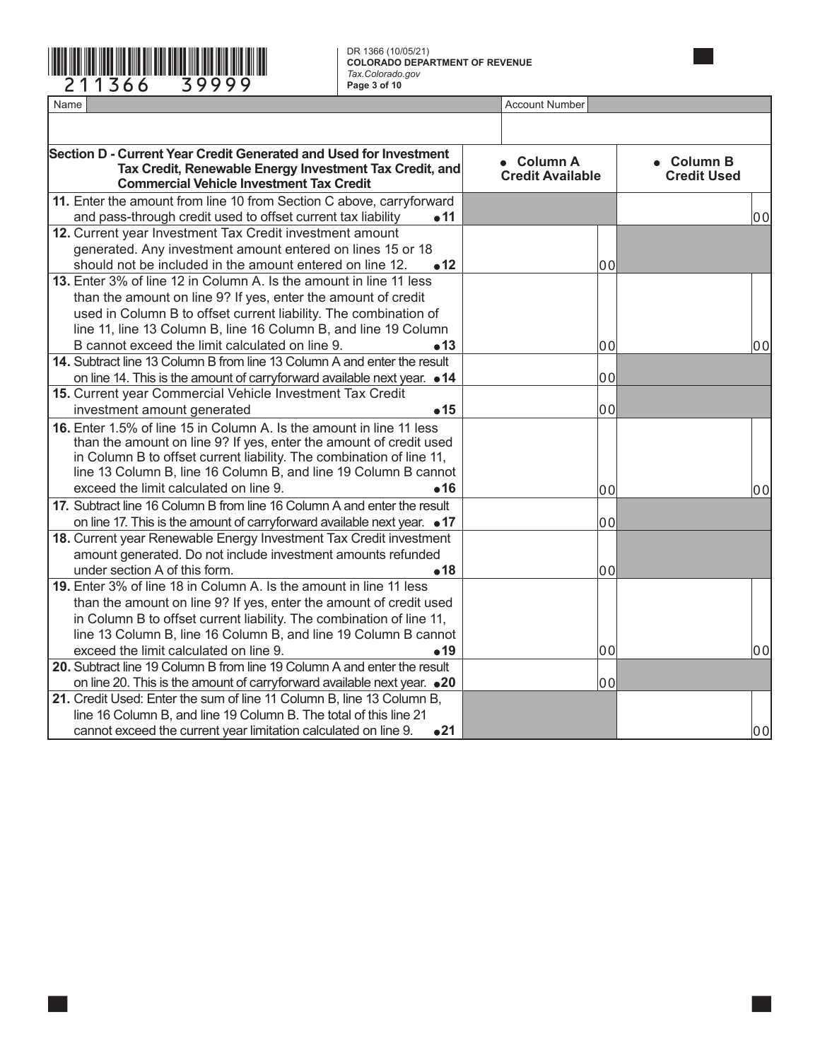DR 1366 (10/05/21)
**COLORADO DEPARTMENT OF REVENUE**
*Tax.Colorado.gov*

| Name | Account Number |
|---|---|
| | |

| Section D - Current Year Credit Generated and Used for Investment Tax Credit, Renewable Energy Investment Tax Credit, and Commercial Vehicle Investment Tax Credit | • Column A Credit Available | • Column B Credit Used |
|---|---|---|
| 11. Enter the amount from line 10 from Section C above, carryforward and pass-through credit used to offset current tax liability •11 | | 00 |
| 12. Current year Investment Tax Credit investment amount generated. Any investment amount entered on lines 15 or 18 should not be included in the amount entered on line 12. •12 | 00 | |
| 13. Enter 3% of line 12 in Column A. Is the amount in line 11 less than the amount on line 9? If yes, enter the amount of credit used in Column B to offset current liability. The combination of line 11, line 13 Column B, line 16 Column B, and line 19 Column B cannot exceed the limit calculated on line 9. •13 | 00 | 00 |
| 14. Subtract line 13 Column B from line 13 Column A and enter the result on line 14. This is the amount of carryforward available next year. •14 | 00 | |
| 15. Current year Commercial Vehicle Investment Tax Credit investment amount generated •15 | 00 | |
| 16. Enter 1.5% of line 15 in Column A. Is the amount in line 11 less than the amount on line 9? If yes, enter the amount of credit used in Column B to offset current liability. The combination of line 11, line 13 Column B, line 16 Column B, and line 19 Column B cannot exceed the limit calculated on line 9. •16 | 00 | 00 |
| 17. Subtract line 16 Column B from line 16 Column A and enter the result on line 17. This is the amount of carryforward available next year. •17 | 00 | |
| 18. Current year Renewable Energy Investment Tax Credit investment amount generated. Do not include investment amounts refunded under section A of this form. •18 | 00 | |
| 19. Enter 3% of line 18 in Column A. Is the amount in line 11 less than the amount on line 9? If yes, enter the amount of credit used in Column B to offset current liability. The combination of line 11, line 13 Column B, line 16 Column B, and line 19 Column B cannot exceed the limit calculated on line 9. •19 | 00 | 00 |
| 20. Subtract line 19 Column B from line 19 Column A and enter the result on line 20. This is the amount of carryforward available next year. •20 | 00 | |
| 21. Credit Used: Enter the sum of line 11 Column B, line 13 Column B, line 16 Column B, and line 19 Column B. The total of this line 21 cannot exceed the current year limitation calculated on line 9. •21 | | 00 |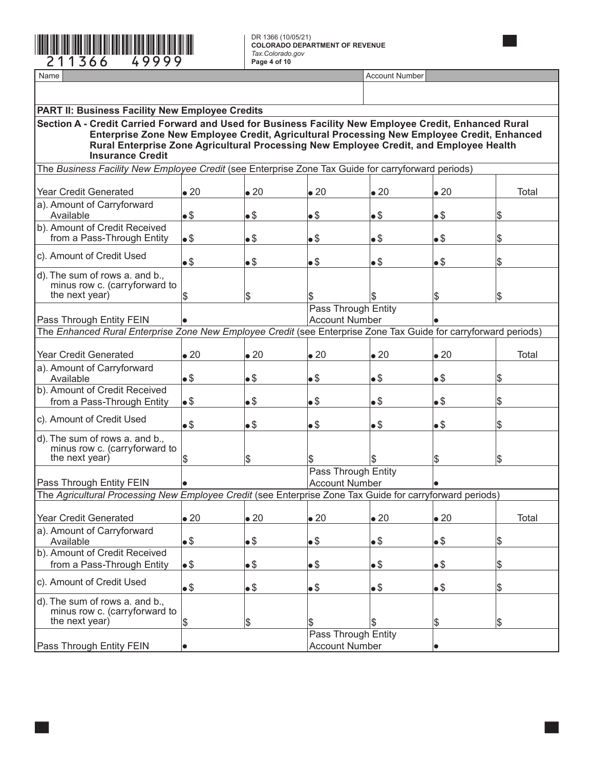DR 1366 (10/05/21)
**COLORADO DEPARTMENT OF REVENUE**
*Tax.Colorado.gov*

| Name | Account Number |
|---|---|
| | |

## PART II: Business Facility New Employee Credits

### Section A - Credit Carried Forward and Used for Business Facility New Employee Credit, Enhanced Rural Enterprise Zone New Employee Credit, Agricultural Processing New Employee Credit, Enhanced Rural Enterprise Zone Agricultural Processing New Employee Credit, and Employee Health Insurance Credit

The *Business Facility New Employee Credit* (see Enterprise Zone Tax Guide for carryforward periods)

| Year Credit Generated | • 20 | • 20 | • 20 | • 20 | • 20 | Total |
|---|---|---|---|---|---|---|
| a). Amount of Carryforward Available | • $ | • $ | • $ | • $ | • $ | $ |
| b). Amount of Credit Received from a Pass-Through Entity | • $ | • $ | • $ | • $ | • $ | $ |
| c). Amount of Credit Used | • $ | • $ | • $ | • $ | • $ | $ |
| d). The sum of rows a. and b., minus row c. (carryforward to the next year) | $ | $ | $ | $ | $ | $ |
| Pass Through Entity FEIN | • | | Pass Through Entity Account Number | | • | |

The *Enhanced Rural Enterprise Zone New Employee Credit* (see Enterprise Zone Tax Guide for carryforward periods)

| Year Credit Generated | • 20 | • 20 | • 20 | • 20 | • 20 | Total |
|---|---|---|---|---|---|---|
| a). Amount of Carryforward Available | • $ | • $ | • $ | • $ | • $ | $ |
| b). Amount of Credit Received from a Pass-Through Entity | • $ | • $ | • $ | • $ | • $ | $ |
| c). Amount of Credit Used | • $ | • $ | • $ | • $ | • $ | $ |
| d). The sum of rows a. and b., minus row c. (carryforward to the next year) | $ | $ | $ | $ | $ | $ |
| Pass Through Entity FEIN | • | | Pass Through Entity Account Number | | • | |

The *Agricultural Processing New Employee Credit* (see Enterprise Zone Tax Guide for carryforward periods)

| Year Credit Generated | • 20 | • 20 | • 20 | • 20 | • 20 | Total |
|---|---|---|---|---|---|---|
| a). Amount of Carryforward Available | • $ | • $ | • $ | • $ | • $ | $ |
| b). Amount of Credit Received from a Pass-Through Entity | • $ | • $ | • $ | • $ | • $ | $ |
| c). Amount of Credit Used | • $ | • $ | • $ | • $ | • $ | $ |
| d). The sum of rows a. and b., minus row c. (carryforward to the next year) | $ | $ | $ | $ | $ | $ |
| Pass Through Entity FEIN | • | | Pass Through Entity Account Number | | • | |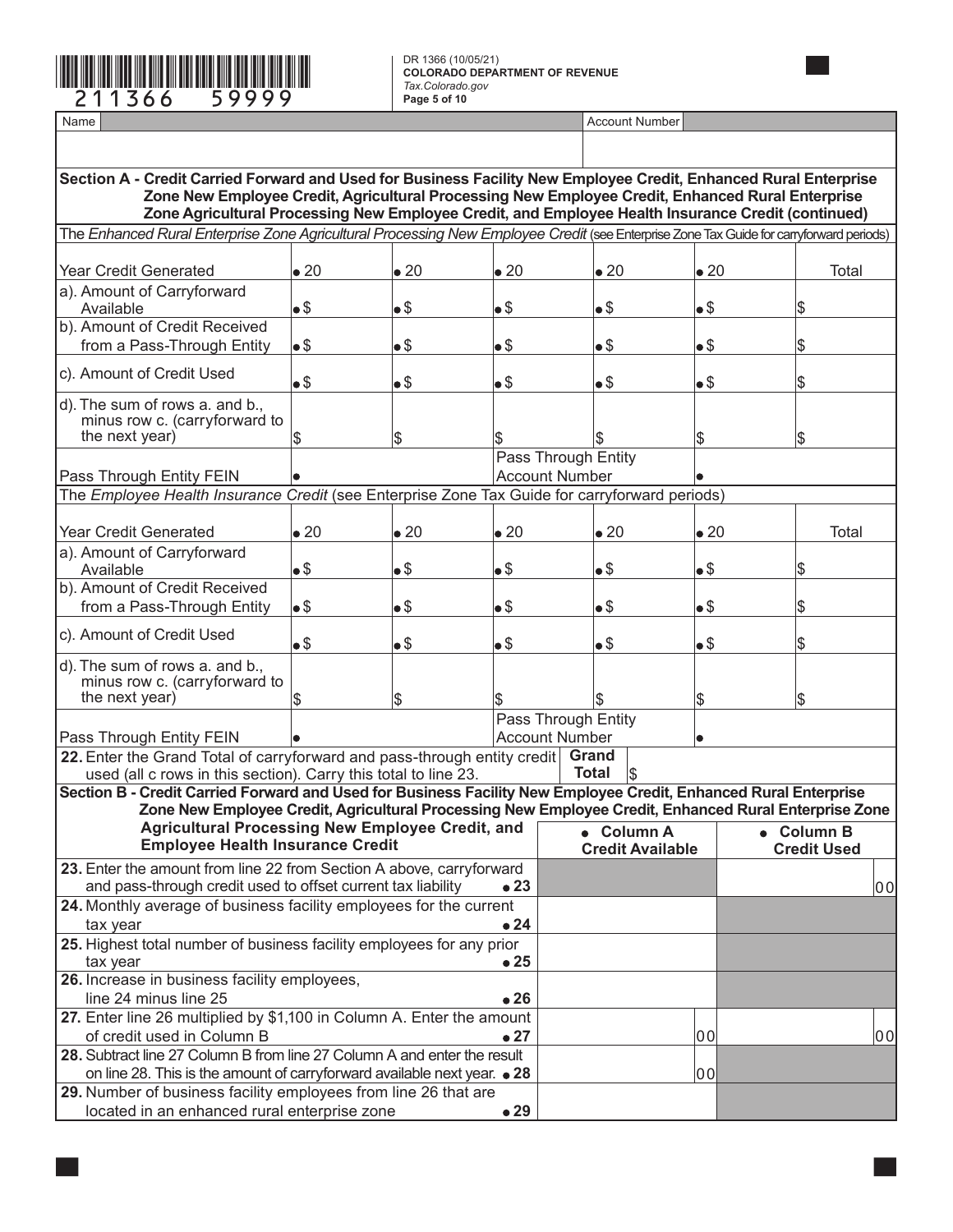DR 1366 (10/05/21)
**COLORADO DEPARTMENT OF REVENUE**
*Tax.Colorado.gov*

| Name | Account Number |
|---|---|
| | |

## Section A - Credit Carried Forward and Used for Business Facility New Employee Credit, Enhanced Rural Enterprise Zone New Employee Credit, Agricultural Processing New Employee Credit, Enhanced Rural Enterprise Zone Agricultural Processing New Employee Credit, and Employee Health Insurance Credit (continued)

The *Enhanced Rural Enterprise Zone Agricultural Processing New Employee Credit* (see Enterprise Zone Tax Guide for carryforward periods)

| Year Credit Generated | • 20 | • 20 | • 20 | • 20 | • 20 | Total |
|---|---|---|---|---|---|---|
| a). Amount of Carryforward Available | • $ | • $ | • $ | • $ | • $ | $ |
| b). Amount of Credit Received from a Pass-Through Entity | • $ | • $ | • $ | • $ | • $ | $ |
| c). Amount of Credit Used | • $ | • $ | • $ | • $ | • $ | $ |
| d). The sum of rows a. and b., minus row c. (carryforward to the next year) | $ | $ | $ | $ | $ | $ |
| Pass Through Entity FEIN | • | | Pass Through Entity Account Number | | • | |

The *Employee Health Insurance Credit* (see Enterprise Zone Tax Guide for carryforward periods)

| Year Credit Generated | • 20 | • 20 | • 20 | • 20 | • 20 | Total |
|---|---|---|---|---|---|---|
| a). Amount of Carryforward Available | • $ | • $ | • $ | • $ | • $ | $ |
| b). Amount of Credit Received from a Pass-Through Entity | • $ | • $ | • $ | • $ | • $ | $ |
| c). Amount of Credit Used | • $ | • $ | • $ | • $ | • $ | $ |
| d). The sum of rows a. and b., minus row c. (carryforward to the next year) | $ | $ | $ | $ | $ | $ |
| Pass Through Entity FEIN | • | | Pass Through Entity Account Number | | • | |

22. Enter the Grand Total of carryforward and pass-through entity credit used (all c rows in this section). Carry this total to line 23. **Grand Total** $

## Section B - Credit Carried Forward and Used for Business Facility New Employee Credit, Enhanced Rural Enterprise Zone New Employee Credit, Agricultural Processing New Employee Credit, Enhanced Rural Enterprise Zone Agricultural Processing New Employee Credit, and Employee Health Insurance Credit

| | | • Column A Credit Available | • Column B Credit Used |
|---|---|---|---|
| 23. Enter the amount from line 22 from Section A above, carryforward and pass-through credit used to offset current tax liability | • 23 | | 00 |
| 24. Monthly average of business facility employees for the current tax year | • 24 | | |
| 25. Highest total number of business facility employees for any prior tax year | • 25 | | |
| 26. Increase in business facility employees, line 24 minus line 25 | • 26 | | |
| 27. Enter line 26 multiplied by $1,100 in Column A. Enter the amount of credit used in Column B | • 27 | 00 | 00 |
| 28. Subtract line 27 Column B from line 27 Column A and enter the result on line 28. This is the amount of carryforward available next year. | • 28 | 00 | |
| 29. Number of business facility employees from line 26 that are located in an enhanced rural enterprise zone | • 29 | | |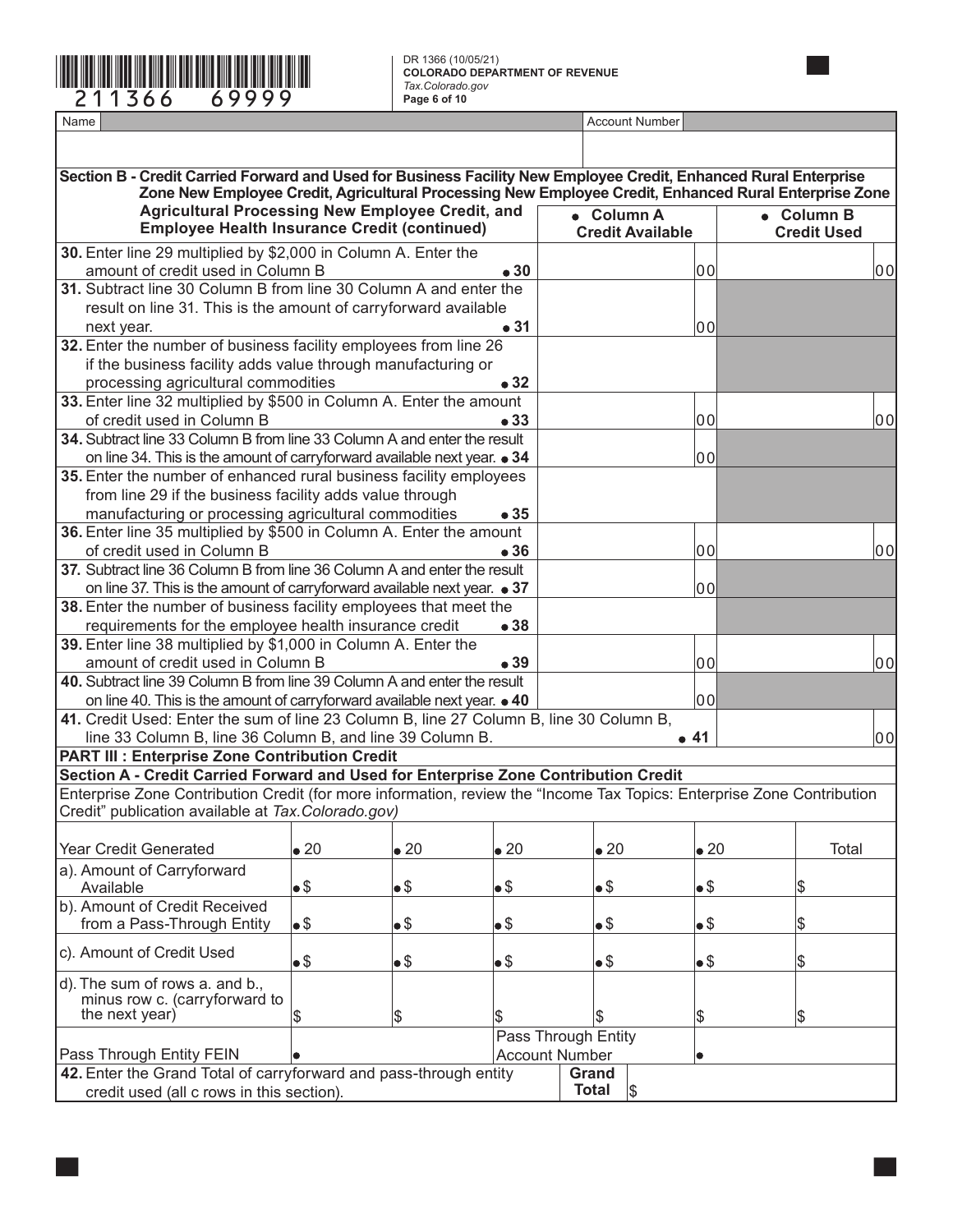DR 1366 (10/05/21)
**COLORADO DEPARTMENT OF REVENUE**
*Tax.Colorado.gov*

| Name | Account Number |
|---|---|
| | |

**Section B - Credit Carried Forward and Used for Business Facility New Employee Credit, Enhanced Rural Enterprise Zone New Employee Credit, Agricultural Processing New Employee Credit, Enhanced Rural Enterprise Zone Agricultural Processing New Employee Credit, and Employee Health Insurance Credit (continued)**

| | ● Column A Credit Available | ● Column B Credit Used |
|---|---|---|
| **30.** Enter line 29 multiplied by $2,000 in Column A. Enter the amount of credit used in Column B ● **30** | 00 | 00 |
| **31.** Subtract line 30 Column B from line 30 Column A and enter the result on line 31. This is the amount of carryforward available next year. ● **31** | 00 | |
| **32.** Enter the number of business facility employees from line 26 if the business facility adds value through manufacturing or processing agricultural commodities ● **32** | | |
| **33.** Enter line 32 multiplied by $500 in Column A. Enter the amount of credit used in Column B ● **33** | 00 | 00 |
| **34.** Subtract line 33 Column B from line 33 Column A and enter the result on line 34. This is the amount of carryforward available next year. ● **34** | 00 | |
| **35.** Enter the number of enhanced rural business facility employees from line 29 if the business facility adds value through manufacturing or processing agricultural commodities ● **35** | | |
| **36.** Enter line 35 multiplied by $500 in Column A. Enter the amount of credit used in Column B ● **36** | 00 | 00 |
| **37.** Subtract line 36 Column B from line 36 Column A and enter the result on line 37. This is the amount of carryforward available next year. ● **37** | 00 | |
| **38.** Enter the number of business facility employees that meet the requirements for the employee health insurance credit ● **38** | | |
| **39.** Enter line 38 multiplied by $1,000 in Column A. Enter the amount of credit used in Column B ● **39** | 00 | 00 |
| **40.** Subtract line 39 Column B from line 39 Column A and enter the result on line 40. This is the amount of carryforward available next year. ● **40** | 00 | |
| **41.** Credit Used: Enter the sum of line 23 Column B, line 27 Column B, line 30 Column B, line 33 Column B, line 36 Column B, and line 39 Column B. ● **41** | | 00 |

## PART III : Enterprise Zone Contribution Credit

### Section A - Credit Carried Forward and Used for Enterprise Zone Contribution Credit

Enterprise Zone Contribution Credit (for more information, review the "Income Tax Topics: Enterprise Zone Contribution Credit" publication available at *Tax.Colorado.gov)*

| Year Credit Generated | ● 20 | ● 20 | ● 20 | ● 20 | ● 20 | Total |
|---|---|---|---|---|---|---|
| a). Amount of Carryforward Available | ● $ | ● $ | ● $ | ● $ | ● $ | $ |
| b). Amount of Credit Received from a Pass-Through Entity | ● $ | ● $ | ● $ | ● $ | ● $ | $ |
| c). Amount of Credit Used | ● $ | ● $ | ● $ | ● $ | ● $ | $ |
| d). The sum of rows a. and b., minus row c. (carryforward to the next year) | $ | $ | $ | $ | $ | $ |
| Pass Through Entity FEIN | ● | | Pass Through Entity Account Number | | ● | |

**42.** Enter the Grand Total of carryforward and pass-through entity credit used (all c rows in this section). **Grand Total** $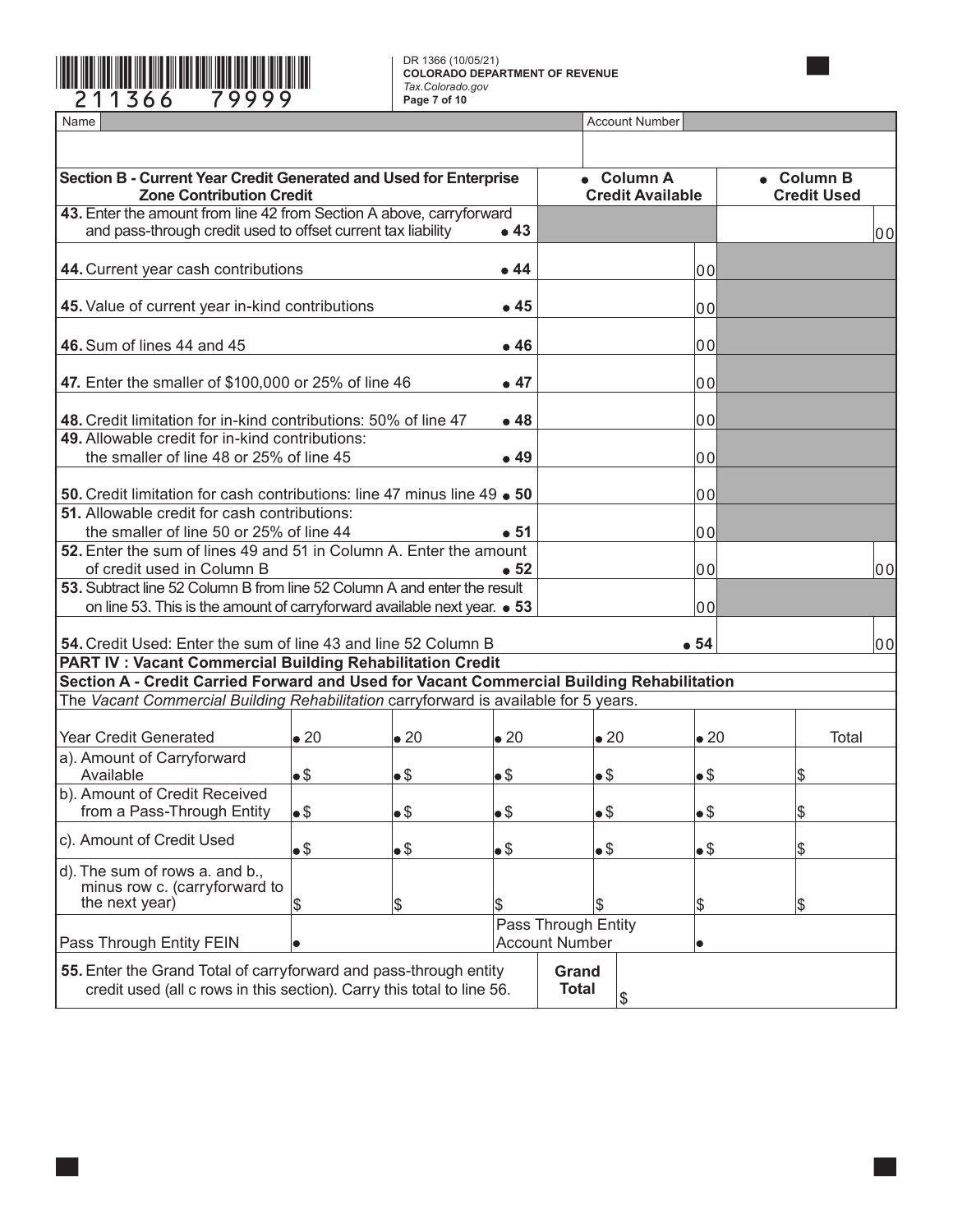DR 1366 (10/05/21)
**COLORADO DEPARTMENT OF REVENUE**
*Tax.Colorado.gov*

| Name | Account Number |
|---|---|
| | |

| Section B - Current Year Credit Generated and Used for Enterprise Zone Contribution Credit | | Column A Credit Available | Column B Credit Used |
|---|---|---|---|
| 43. Enter the amount from line 42 from Section A above, carryforward and pass-through credit used to offset current tax liability | 43 | | 00 |
| 44. Current year cash contributions | 44 | 00 | |
| 45. Value of current year in-kind contributions | 45 | 00 | |
| 46. Sum of lines 44 and 45 | 46 | 00 | |
| 47. Enter the smaller of $100,000 or 25% of line 46 | 47 | 00 | |
| 48. Credit limitation for in-kind contributions: 50% of line 47 | 48 | 00 | |
| 49. Allowable credit for in-kind contributions: the smaller of line 48 or 25% of line 45 | 49 | 00 | |
| 50. Credit limitation for cash contributions: line 47 minus line 49 | 50 | 00 | |
| 51. Allowable credit for cash contributions: the smaller of line 50 or 25% of line 44 | 51 | 00 | |
| 52. Enter the sum of lines 49 and 51 in Column A. Enter the amount of credit used in Column B | 52 | 00 | 00 |
| 53. Subtract line 52 Column B from line 52 Column A and enter the result on line 53. This is the amount of carryforward available next year. | 53 | 00 | |
| 54. Credit Used: Enter the sum of line 43 and line 52 Column B | | 54 | 00 |

**PART IV : Vacant Commercial Building Rehabilitation Credit**

**Section A - Credit Carried Forward and Used for Vacant Commercial Building Rehabilitation**

The *Vacant Commercial Building Rehabilitation* carryforward is available for 5 years.

| Year Credit Generated | 20 | 20 | 20 | 20 | 20 | Total |
|---|---|---|---|---|---|---|
| a). Amount of Carryforward Available | $ | $ | $ | $ | $ | $ |
| b). Amount of Credit Received from a Pass-Through Entity | $ | $ | $ | $ | $ | $ |
| c). Amount of Credit Used | $ | $ | $ | $ | $ | $ |
| d). The sum of rows a. and b., minus row c. (carryforward to the next year) | $ | $ | $ | $ | $ | $ |
| Pass Through Entity FEIN | | | Pass Through Entity Account Number | | | |

| 55. Enter the Grand Total of carryforward and pass-through entity credit used (all c rows in this section). Carry this total to line 56. | Grand Total | $ |
|---|---|---|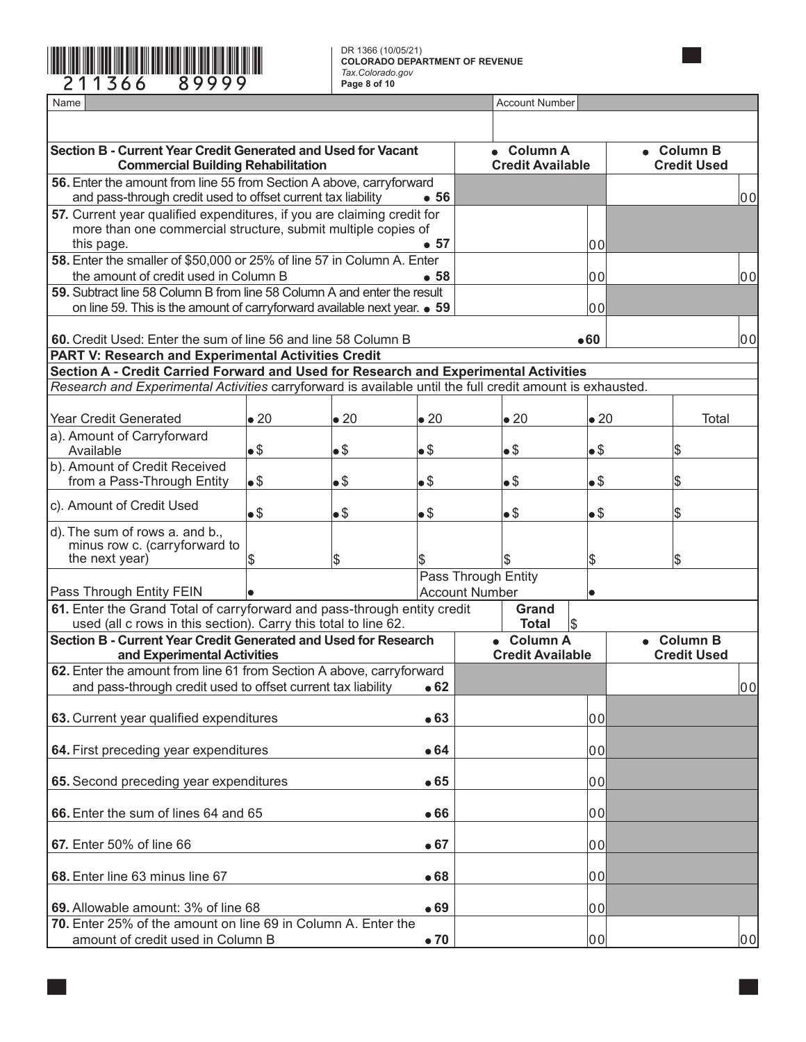211366 89999

DR 1366 (10/05/21)
**COLORADO DEPARTMENT OF REVENUE**
*Tax.Colorado.gov*

| Name | Account Number |
|---|---|
| | |

| Section B - Current Year Credit Generated and Used for Vacant Commercial Building Rehabilitation | ● Column A Credit Available | ● Column B Credit Used |
|---|---|---|
| 56. Enter the amount from line 55 from Section A above, carryforward and pass-through credit used to offset current tax liability ● 56 | | 00 |
| 57. Current year qualified expenditures, if you are claiming credit for more than one commercial structure, submit multiple copies of this page. ● 57 | 00 | |
| 58. Enter the smaller of $50,000 or 25% of line 57 in Column A. Enter the amount of credit used in Column B ● 58 | 00 | 00 |
| 59. Subtract line 58 Column B from line 58 Column A and enter the result on line 59. This is the amount of carryforward available next year. ● 59 | 00 | |
| 60. Credit Used: Enter the sum of line 56 and line 58 Column B ●60 | | 00 |

## PART V: Research and Experimental Activities Credit

### Section A - Credit Carried Forward and Used for Research and Experimental Activities

*Research and Experimental Activities carryforward is available until the full credit amount is exhausted.*

| Year Credit Generated | ● 20 | ● 20 | ● 20 | ● 20 | ● 20 | Total |
|---|---|---|---|---|---|---|
| a). Amount of Carryforward Available | ● $ | ● $ | ● $ | ● $ | ● $ | $ |
| b). Amount of Credit Received from a Pass-Through Entity | ● $ | ● $ | ● $ | ● $ | ● $ | $ |
| c). Amount of Credit Used | ● $ | ● $ | ● $ | ● $ | ● $ | $ |
| d). The sum of rows a. and b., minus row c. (carryforward to the next year) | $ | $ | $ | $ | $ | $ |
| Pass Through Entity FEIN | ● | | Pass Through Entity Account Number | ● | | |

61. Enter the Grand Total of carryforward and pass-through entity credit used (all c rows in this section). Carry this total to line 62. **Grand Total** $

| Section B - Current Year Credit Generated and Used for Research and Experimental Activities | ● Column A Credit Available | ● Column B Credit Used |
|---|---|---|
| 62. Enter the amount from line 61 from Section A above, carryforward and pass-through credit used to offset current tax liability ● 62 | | 00 |
| 63. Current year qualified expenditures ● 63 | 00 | |
| 64. First preceding year expenditures ● 64 | 00 | |
| 65. Second preceding year expenditures ● 65 | 00 | |
| 66. Enter the sum of lines 64 and 65 ● 66 | 00 | |
| 67. Enter 50% of line 66 ● 67 | 00 | |
| 68. Enter line 63 minus line 67 ● 68 | 00 | |
| 69. Allowable amount: 3% of line 68 ● 69 | 00 | |
| 70. Enter 25% of the amount on line 69 in Column A. Enter the amount of credit used in Column B ● 70 | 00 | 00 |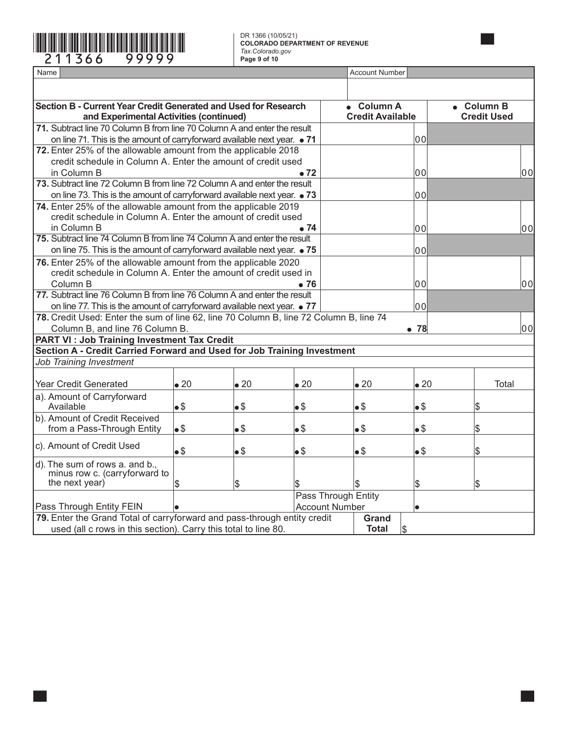DR 1366 (10/05/21)
**COLORADO DEPARTMENT OF REVENUE**
*Tax.Colorado.gov*

| Name | Account Number |
|---|---|
| | |

| Section B - Current Year Credit Generated and Used for Research and Experimental Activities (continued) | Column A Credit Available | Column B Credit Used |
|---|---|---|
| **71.** Subtract line 70 Column B from line 70 Column A and enter the result on line 71. This is the amount of carryforward available next year. • 71 | 00 | |
| **72.** Enter 25% of the allowable amount from the applicable 2018 credit schedule in Column A. Enter the amount of credit used in Column B • 72 | 00 | 00 |
| **73.** Subtract line 72 Column B from line 72 Column A and enter the result on line 73. This is the amount of carryforward available next year. • 73 | 00 | |
| **74.** Enter 25% of the allowable amount from the applicable 2019 credit schedule in Column A. Enter the amount of credit used in Column B • 74 | 00 | 00 |
| **75.** Subtract line 74 Column B from line 74 Column A and enter the result on line 75. This is the amount of carryforward available next year. • 75 | 00 | |
| **76.** Enter 25% of the allowable amount from the applicable 2020 credit schedule in Column A. Enter the amount of credit used in Column B • 76 | 00 | 00 |
| **77.** Subtract line 76 Column B from line 76 Column A and enter the result on line 77. This is the amount of carryforward available next year. • 77 | 00 | |
| **78.** Credit Used: Enter the sum of line 62, line 70 Column B, line 72 Column B, line 74 Column B, and line 76 Column B. | • 78 | 00 |

## PART VI : Job Training Investment Tax Credit

### Section A - Credit Carried Forward and Used for Job Training Investment

*Job Training Investment*

| Year Credit Generated | • 20 | • 20 | • 20 | • 20 | • 20 | Total |
|---|---|---|---|---|---|---|
| a). Amount of Carryforward Available | • $ | • $ | • $ | • $ | • $ | $ |
| b). Amount of Credit Received from a Pass-Through Entity | • $ | • $ | • $ | • $ | • $ | $ |
| c). Amount of Credit Used | • $ | • $ | • $ | • $ | • $ | $ |
| d). The sum of rows a. and b., minus row c. (carryforward to the next year) | $ | $ | $ | $ | $ | $ |
| Pass Through Entity FEIN | • | | Pass Through Entity Account Number | • | | |

| **79.** Enter the Grand Total of carryforward and pass-through entity credit used (all c rows in this section). Carry this total to line 80. | **Grand Total** | $ |
|---|---|---|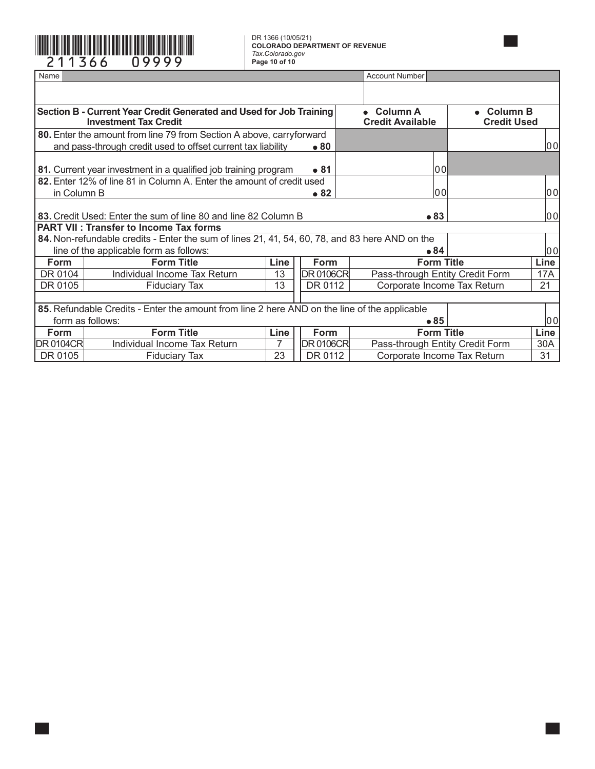211366 09999

DR 1366 (10/05/21)
**COLORADO DEPARTMENT OF REVENUE**
*Tax.Colorado.gov*

| Name | Account Number |
|---|---|
| | |

| Section B - Current Year Credit Generated and Used for Job Training Investment Tax Credit | | • Column A Credit Available | • Column B Credit Used |
|---|---|---|---|
| **80.** Enter the amount from line 79 from Section A above, carryforward and pass-through credit used to offset current tax liability | • 80 | | 00 |
| **81.** Current year investment in a qualified job training program | • 81 | 00 | |
| **82.** Enter 12% of line 81 in Column A. Enter the amount of credit used in Column B | • 82 | 00 | 00 |
| **83.** Credit Used: Enter the sum of line 80 and line 82 Column B | • 83 | | 00 |

**PART VII : Transfer to Income Tax forms**

**84.** Non-refundable credits - Enter the sum of lines 21, 41, 54, 60, 78, and 83 here AND on the line of the applicable form as follows: • 84 ______ 00

| Form | Form Title | Line | Form | Form Title | Line |
|---|---|---|---|---|---|
| DR 0104 | Individual Income Tax Return | 13 | DR 0106CR | Pass-through Entity Credit Form | 17A |
| DR 0105 | Fiduciary Tax | 13 | DR 0112 | Corporate Income Tax Return | 21 |

**85.** Refundable Credits - Enter the amount from line 2 here AND on the line of the applicable form as follows: • 85 ______ 00

| Form | Form Title | Line | Form | Form Title | Line |
|---|---|---|---|---|---|
| DR 0104CR | Individual Income Tax Return | 7 | DR 0106CR | Pass-through Entity Credit Form | 30A |
| DR 0105 | Fiduciary Tax | 23 | DR 0112 | Corporate Income Tax Return | 31 |